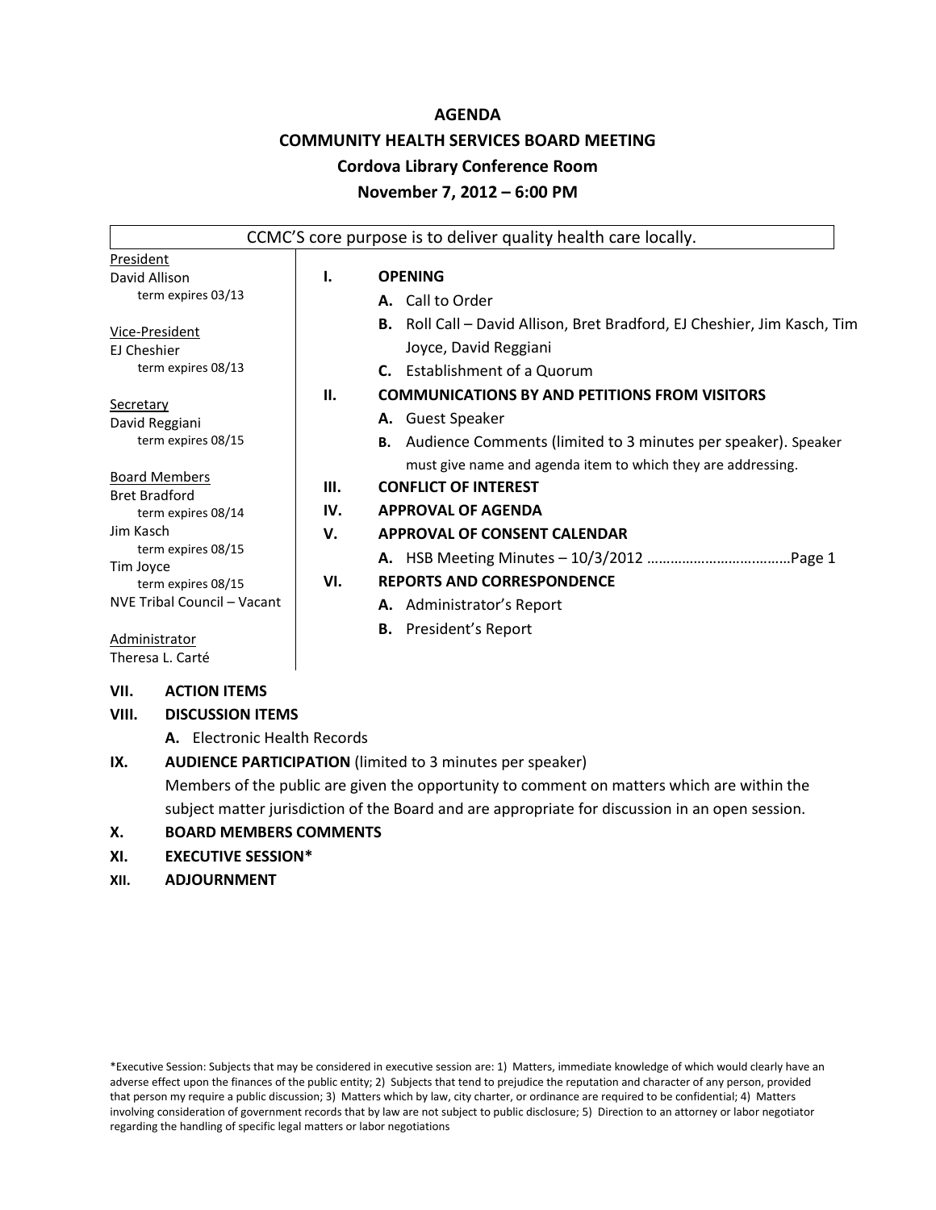# AGENDA

## COMMUNITY HEALTH SERVICES BOARD MEETING

### Cordova Library Conference Room

### November 7, 2012 – 6:00 PM

CCMC'S core purpose is to deliver quality health care locally.

President
David Allison
term expires 03/13

Vice-President
EJ Cheshier
term expires 08/13

Secretary
David Reggiani
term expires 08/15

Board Members
Bret Bradford
term expires 08/14
Jim Kasch
term expires 08/15
Tim Joyce
term expires 08/15
NVE Tribal Council – Vacant

Administrator
Theresa L. Carté

**I. OPENING**
- **A.** Call to Order
- **B.** Roll Call – David Allison, Bret Bradford, EJ Cheshier, Jim Kasch, Tim Joyce, David Reggiani
- **C.** Establishment of a Quorum

**II. COMMUNICATIONS BY AND PETITIONS FROM VISITORS**
- **A.** Guest Speaker
- **B.** Audience Comments (limited to 3 minutes per speaker). Speaker must give name and agenda item to which they are addressing.

**III. CONFLICT OF INTEREST**

**IV. APPROVAL OF AGENDA**

**V. APPROVAL OF CONSENT CALENDAR**
- **A.** HSB Meeting Minutes – 10/3/2012 ………………………………Page 1

**VI. REPORTS AND CORRESPONDENCE**
- **A.** Administrator's Report
- **B.** President's Report

**VII. ACTION ITEMS**

**VIII. DISCUSSION ITEMS**
- **A.** Electronic Health Records

**IX. AUDIENCE PARTICIPATION** (limited to 3 minutes per speaker)
Members of the public are given the opportunity to comment on matters which are within the subject matter jurisdiction of the Board and are appropriate for discussion in an open session.

**X. BOARD MEMBERS COMMENTS**

**XI. EXECUTIVE SESSION***

**XII. ADJOURNMENT**

*Executive Session: Subjects that may be considered in executive session are: 1) Matters, immediate knowledge of which would clearly have an adverse effect upon the finances of the public entity; 2) Subjects that tend to prejudice the reputation and character of any person, provided that person my require a public discussion; 3) Matters which by law, city charter, or ordinance are required to be confidential; 4) Matters involving consideration of government records that by law are not subject to public disclosure; 5) Direction to an attorney or labor negotiator regarding the handling of specific legal matters or labor negotiations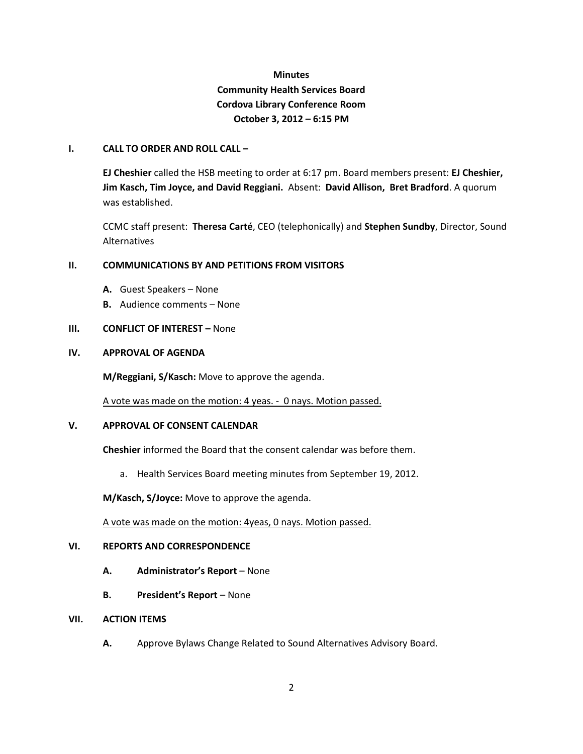**Minutes**
**Community Health Services Board**
**Cordova Library Conference Room**
**October 3, 2012 – 6:15 PM**

## I. CALL TO ORDER AND ROLL CALL –

**EJ Cheshier** called the HSB meeting to order at 6:17 pm. Board members present: **EJ Cheshier, Jim Kasch, Tim Joyce, and David Reggiani.** Absent: **David Allison, Bret Bradford**. A quorum was established.

CCMC staff present: **Theresa Carté**, CEO (telephonically) and **Stephen Sundby**, Director, Sound Alternatives

## II. COMMUNICATIONS BY AND PETITIONS FROM VISITORS

- **A.** Guest Speakers – None
- **B.** Audience comments – None

## III. CONFLICT OF INTEREST – None

## IV. APPROVAL OF AGENDA

**M/Reggiani, S/Kasch:** Move to approve the agenda.

<u>A vote was made on the motion: 4 yeas. - 0 nays. Motion passed.</u>

## V. APPROVAL OF CONSENT CALENDAR

**Cheshier** informed the Board that the consent calendar was before them.

a. Health Services Board meeting minutes from September 19, 2012.

**M/Kasch, S/Joyce:** Move to approve the agenda.

<u>A vote was made on the motion: 4yeas, 0 nays. Motion passed.</u>

## VI. REPORTS AND CORRESPONDENCE

- **A. Administrator's Report** – None
- **B. President's Report** – None

## VII. ACTION ITEMS

- **A.** Approve Bylaws Change Related to Sound Alternatives Advisory Board.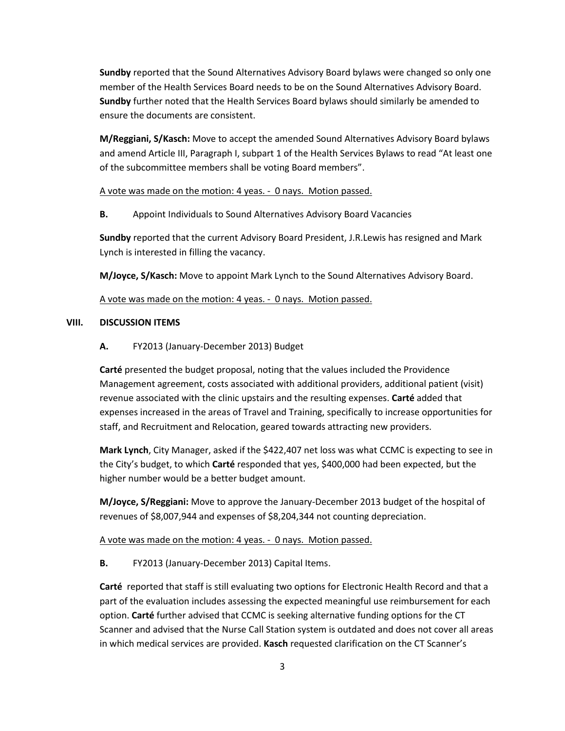**Sundby** reported that the Sound Alternatives Advisory Board bylaws were changed so only one member of the Health Services Board needs to be on the Sound Alternatives Advisory Board. **Sundby** further noted that the Health Services Board bylaws should similarly be amended to ensure the documents are consistent.

**M/Reggiani, S/Kasch:** Move to accept the amended Sound Alternatives Advisory Board bylaws and amend Article III, Paragraph I, subpart 1 of the Health Services Bylaws to read "At least one of the subcommittee members shall be voting Board members".

A vote was made on the motion: 4 yeas. - 0 nays. Motion passed.

**B.** Appoint Individuals to Sound Alternatives Advisory Board Vacancies

**Sundby** reported that the current Advisory Board President, J.R.Lewis has resigned and Mark Lynch is interested in filling the vacancy.

**M/Joyce, S/Kasch:** Move to appoint Mark Lynch to the Sound Alternatives Advisory Board.

A vote was made on the motion: 4 yeas. - 0 nays. Motion passed.

## VIII. DISCUSSION ITEMS

**A.** FY2013 (January-December 2013) Budget

**Carté** presented the budget proposal, noting that the values included the Providence Management agreement, costs associated with additional providers, additional patient (visit) revenue associated with the clinic upstairs and the resulting expenses. **Carté** added that expenses increased in the areas of Travel and Training, specifically to increase opportunities for staff, and Recruitment and Relocation, geared towards attracting new providers.

**Mark Lynch**, City Manager, asked if the $422,407 net loss was what CCMC is expecting to see in the City's budget, to which **Carté** responded that yes, $400,000 had been expected, but the higher number would be a better budget amount.

**M/Joyce, S/Reggiani:** Move to approve the January-December 2013 budget of the hospital of revenues of $8,007,944 and expenses of $8,204,344 not counting depreciation.

A vote was made on the motion: 4 yeas. - 0 nays. Motion passed.

**B.** FY2013 (January-December 2013) Capital Items.

**Carté** reported that staff is still evaluating two options for Electronic Health Record and that a part of the evaluation includes assessing the expected meaningful use reimbursement for each option. **Carté** further advised that CCMC is seeking alternative funding options for the CT Scanner and advised that the Nurse Call Station system is outdated and does not cover all areas in which medical services are provided. **Kasch** requested clarification on the CT Scanner's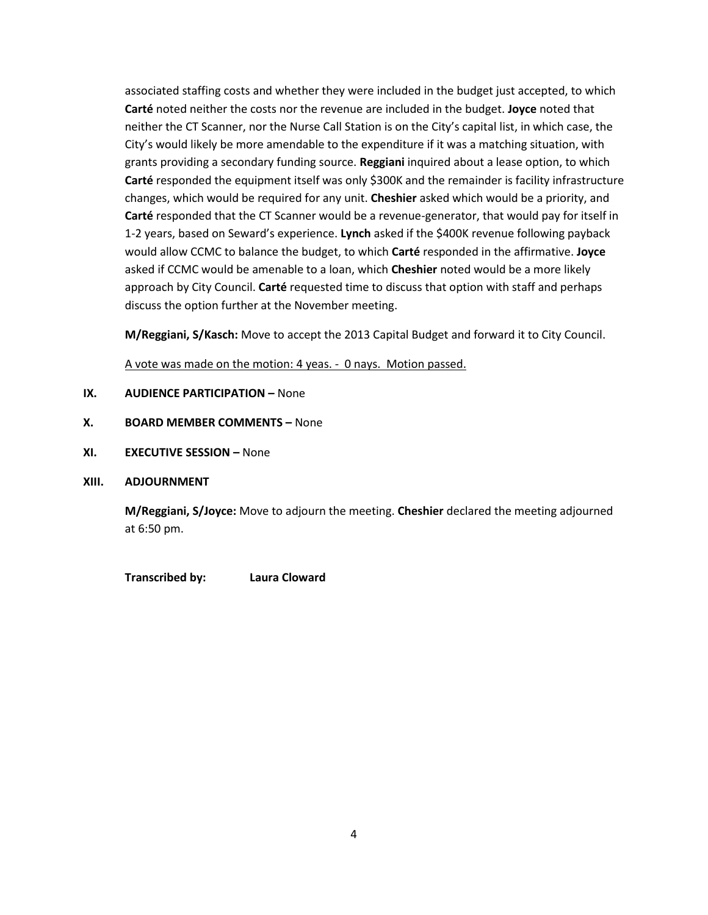associated staffing costs and whether they were included in the budget just accepted, to which **Carté** noted neither the costs nor the revenue are included in the budget. **Joyce** noted that neither the CT Scanner, nor the Nurse Call Station is on the City's capital list, in which case, the City's would likely be more amendable to the expenditure if it was a matching situation, with grants providing a secondary funding source. **Reggiani** inquired about a lease option, to which **Carté** responded the equipment itself was only $300K and the remainder is facility infrastructure changes, which would be required for any unit. **Cheshier** asked which would be a priority, and **Carté** responded that the CT Scanner would be a revenue-generator, that would pay for itself in 1-2 years, based on Seward's experience. **Lynch** asked if the $400K revenue following payback would allow CCMC to balance the budget, to which **Carté** responded in the affirmative. **Joyce** asked if CCMC would be amenable to a loan, which **Cheshier** noted would be a more likely approach by City Council. **Carté** requested time to discuss that option with staff and perhaps discuss the option further at the November meeting.

**M/Reggiani, S/Kasch:** Move to accept the 2013 Capital Budget and forward it to City Council.

<u>A vote was made on the motion: 4 yeas. - 0 nays. Motion passed.</u>

**IX. AUDIENCE PARTICIPATION –** None

**X. BOARD MEMBER COMMENTS –** None

**XI. EXECUTIVE SESSION –** None

**XIII. ADJOURNMENT**

**M/Reggiani, S/Joyce:** Move to adjourn the meeting. **Cheshier** declared the meeting adjourned at 6:50 pm.

**Transcribed by: Laura Cloward**